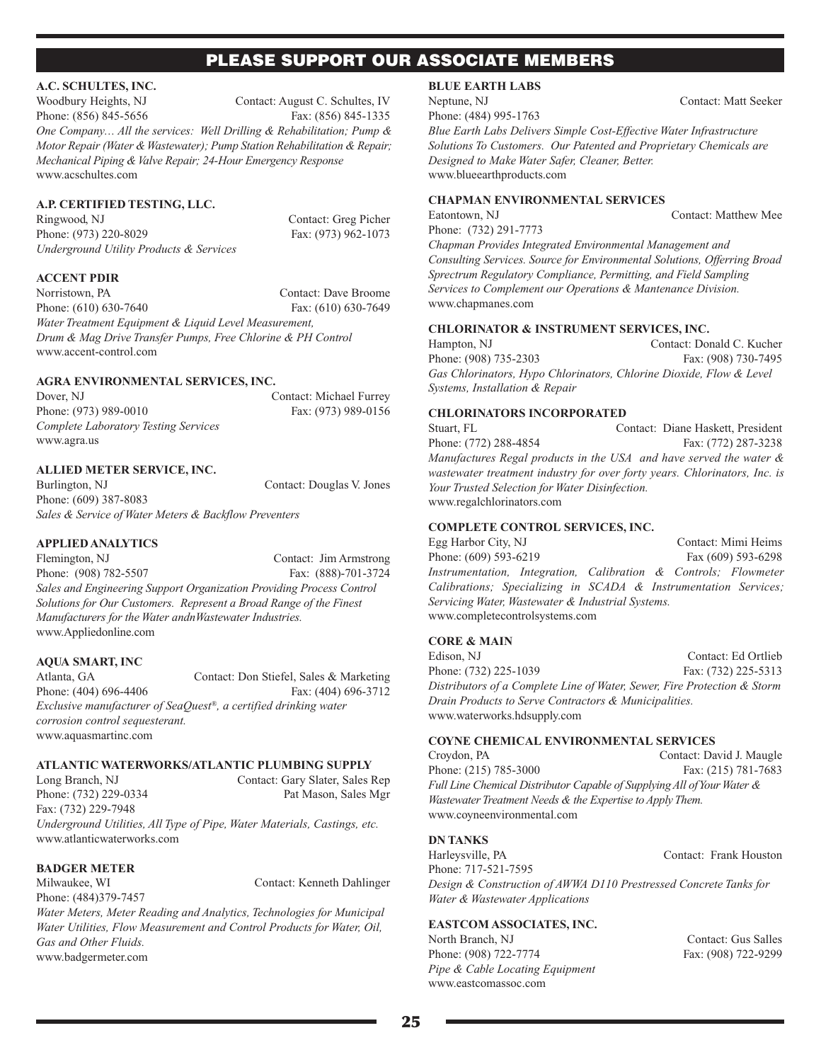## PLEASE SUPPORT OUR ASSOCIATE MEMBERS

**A.C. SCHULTES, INC.**
Woodbury Heights, NJ — Contact: August C. Schultes, IV
Phone: (856) 845-5656 — Fax: (856) 845-1335
*One Company… All the services: Well Drilling & Rehabilitation; Pump & Motor Repair (Water & Wastewater); Pump Station Rehabilitation & Repair; Mechanical Piping & Valve Repair; 24-Hour Emergency Response*
www.acschultes.com

**A.P. CERTIFIED TESTING, LLC.**
Ringwood, NJ — Contact: Greg Picher
Phone: (973) 220-8029 — Fax: (973) 962-1073
*Underground Utility Products & Services*

**ACCENT PDIR**
Norristown, PA — Contact: Dave Broome
Phone: (610) 630-7640 — Fax: (610) 630-7649
*Water Treatment Equipment & Liquid Level Measurement, Drum & Mag Drive Transfer Pumps, Free Chlorine & PH Control*
www.accent-control.com

**AGRA ENVIRONMENTAL SERVICES, INC.**
Dover, NJ — Contact: Michael Furrey
Phone: (973) 989-0010 — Fax: (973) 989-0156
*Complete Laboratory Testing Services*
www.agra.us

**ALLIED METER SERVICE, INC.**
Burlington, NJ — Contact: Douglas V. Jones
Phone: (609) 387-8083
*Sales & Service of Water Meters & Backflow Preventers*

**APPLIED ANALYTICS**
Flemington, NJ — Contact: Jim Armstrong
Phone: (908) 782-5507 — Fax: (888)-701-3724
*Sales and Engineering Support Organization Providing Process Control Solutions for Our Customers. Represent a Broad Range of the Finest Manufacturers for the Water andnWastewater Industries.*
www.Appliedonline.com

**AQUA SMART, INC**
Atlanta, GA — Contact: Don Stiefel, Sales & Marketing
Phone: (404) 696-4406 — Fax: (404) 696-3712
*Exclusive manufacturer of SeaQuest®, a certified drinking water corrosion control sequesterant.*
www.aquasmartinc.com

**ATLANTIC WATERWORKS/ATLANTIC PLUMBING SUPPLY**
Long Branch, NJ — Contact: Gary Slater, Sales Rep; Pat Mason, Sales Mgr
Phone: (732) 229-0334
Fax: (732) 229-7948
*Underground Utilities, All Type of Pipe, Water Materials, Castings, etc.*
www.atlanticwaterworks.com

**BADGER METER**
Milwaukee, WI — Contact: Kenneth Dahlinger
Phone: (484)379-7457
*Water Meters, Meter Reading and Analytics, Technologies for Municipal Water Utilities, Flow Measurement and Control Products for Water, Oil, Gas and Other Fluids.*
www.badgermeter.com

**BLUE EARTH LABS**
Neptune, NJ — Contact: Matt Seeker
Phone: (484) 995-1763
*Blue Earth Labs Delivers Simple Cost-Effective Water Infrastructure Solutions To Customers. Our Patented and Proprietary Chemicals are Designed to Make Water Safer, Cleaner, Better.*
www.blueearthproducts.com

**CHAPMAN ENVIRONMENTAL SERVICES**
Eatontown, NJ — Contact: Matthew Mee
Phone: (732) 291-7773
*Chapman Provides Integrated Environmental Management and Consulting Services. Source for Environmental Solutions, Offering Broad Sprectrum Regulatory Compliance, Permitting, and Field Sampling Services to Complement our Operations & Mantenance Division.*
www.chapmanes.com

**CHLORINATOR & INSTRUMENT SERVICES, INC.**
Hampton, NJ — Contact: Donald C. Kucher
Phone: (908) 735-2303 — Fax: (908) 730-7495
*Gas Chlorinators, Hypo Chlorinators, Chlorine Dioxide, Flow & Level Systems, Installation & Repair*

**CHLORINATORS INCORPORATED**
Stuart, FL — Contact: Diane Haskett, President
Phone: (772) 288-4854 — Fax: (772) 287-3238
*Manufactures Regal products in the USA and have served the water & wastewater treatment industry for over forty years. Chlorinators, Inc. is Your Trusted Selection for Water Disinfection.*
www.regalchlorinators.com

**COMPLETE CONTROL SERVICES, INC.**
Egg Harbor City, NJ — Contact: Mimi Heims
Phone: (609) 593-6219 — Fax (609) 593-6298
*Instrumentation, Integration, Calibration & Controls; Flowmeter Calibrations; Specializing in SCADA & Instrumentation Services; Servicing Water, Wastewater & Industrial Systems.*
www.completecontrolsystems.com

**CORE & MAIN**
Edison, NJ — Contact: Ed Ortlieb
Phone: (732) 225-1039 — Fax: (732) 225-5313
*Distributors of a Complete Line of Water, Sewer, Fire Protection & Storm Drain Products to Serve Contractors & Municipalities.*
www.waterworks.hdsupply.com

**COYNE CHEMICAL ENVIRONMENTAL SERVICES**
Croydon, PA — Contact: David J. Maugle
Phone: (215) 785-3000 — Fax: (215) 781-7683
*Full Line Chemical Distributor Capable of Supplying All of Your Water & Wastewater Treatment Needs & the Expertise to Apply Them.*
www.coyneenvironmental.com

**DN TANKS**
Harleysville, PA — Contact: Frank Houston
Phone: 717-521-7595
*Design & Construction of AWWA D110 Prestressed Concrete Tanks for Water & Wastewater Applications*

**EASTCOM ASSOCIATES, INC.**
North Branch, NJ — Contact: Gus Salles
Phone: (908) 722-7774 — Fax: (908) 722-9299
*Pipe & Cable Locating Equipment*
www.eastcomassoc.com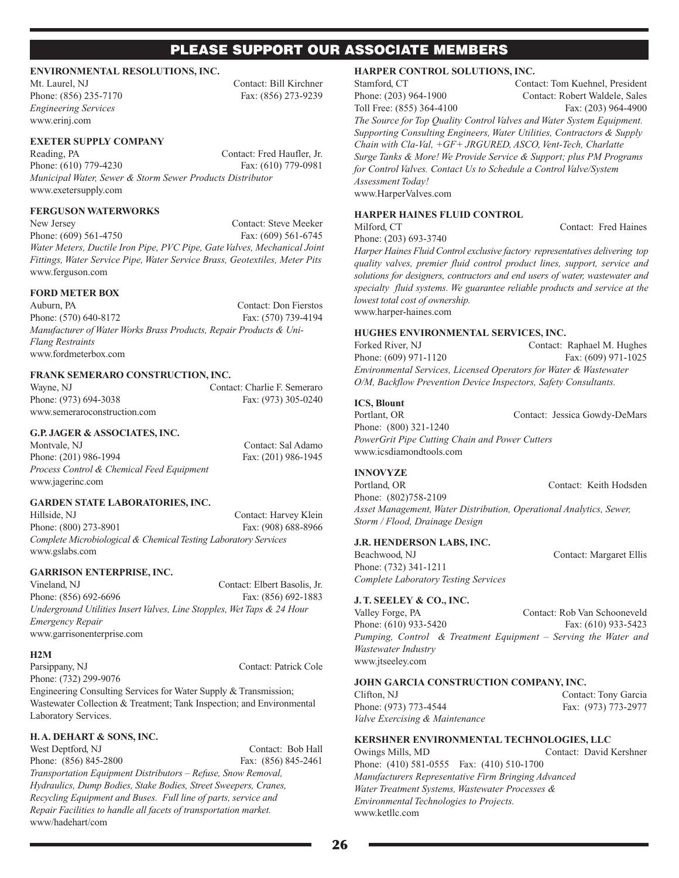## PLEASE SUPPORT OUR ASSOCIATE MEMBERS

**ENVIRONMENTAL RESOLUTIONS, INC.**
Mt. Laurel, NJ Contact: Bill Kirchner
Phone: (856) 235-7170 Fax: (856) 273-9239
*Engineering Services*
www.erinj.com

**EXETER SUPPLY COMPANY**
Reading, PA Contact: Fred Haufler, Jr.
Phone: (610) 779-4230 Fax: (610) 779-0981
*Municipal Water, Sewer & Storm Sewer Products Distributor*
www.exetersupply.com

**FERGUSON WATERWORKS**
New Jersey Contact: Steve Meeker
Phone: (609) 561-4750 Fax: (609) 561-6745
*Water Meters, Ductile Iron Pipe, PVC Pipe, Gate Valves, Mechanical Joint Fittings, Water Service Pipe, Water Service Brass, Geotextiles, Meter Pits*
www.ferguson.com

**FORD METER BOX**
Auburn, PA Contact: Don Fierstos
Phone: (570) 640-8172 Fax: (570) 739-4194
*Manufacturer of Water Works Brass Products, Repair Products & Uni-Flang Restraints*
www.fordmeterbox.com

**FRANK SEMERARO CONSTRUCTION, INC.**
Wayne, NJ Contact: Charlie F. Semeraro
Phone: (973) 694-3038 Fax: (973) 305-0240
www.semeraroconstruction.com

**G.P. JAGER & ASSOCIATES, INC.**
Montvale, NJ Contact: Sal Adamo
Phone: (201) 986-1994 Fax: (201) 986-1945
*Process Control & Chemical Feed Equipment*
www.jagerinc.com

**GARDEN STATE LABORATORIES, INC.**
Hillside, NJ Contact: Harvey Klein
Phone: (800) 273-8901 Fax: (908) 688-8966
*Complete Microbiological & Chemical Testing Laboratory Services*
www.gslabs.com

**GARRISON ENTERPRISE, INC.**
Vineland, NJ Contact: Elbert Basolis, Jr.
Phone: (856) 692-6696 Fax: (856) 692-1883
*Underground Utilities Insert Valves, Line Stopples, Wet Taps & 24 Hour Emergency Repair*
www.garrisonenterprise.com

**H2M**
Parsippany, NJ Contact: Patrick Cole
Phone: (732) 299-9076
Engineering Consulting Services for Water Supply & Transmission; Wastewater Collection & Treatment; Tank Inspection; and Environmental Laboratory Services.

**H. A. DEHART & SONS, INC.**
West Deptford, NJ Contact: Bob Hall
Phone: (856) 845-2800 Fax: (856) 845-2461
*Transportation Equipment Distributors – Refuse, Snow Removal, Hydraulics, Dump Bodies, Stake Bodies, Street Sweepers, Cranes, Recycling Equipment and Buses. Full line of parts, service and Repair Facilities to handle all facets of transportation market.*
www/hadehart/com

**HARPER CONTROL SOLUTIONS, INC.**
Stamford, CT Contact: Tom Kuehnel, President
Phone: (203) 964-1900 Contact: Robert Waldele, Sales
Toll Free: (855) 364-4100 Fax: (203) 964-4900
*The Source for Top Quality Control Valves and Water System Equipment. Supporting Consulting Engineers, Water Utilities, Contractors & Supply Chain with Cla-Val, +GF+ JRGURED, ASCO, Vent-Tech, Charlatte Surge Tanks & More! We Provide Service & Support; plus PM Programs for Control Valves. Contact Us to Schedule a Control Valve/System Assessment Today!*
www.HarperValves.com

**HARPER HAINES FLUID CONTROL**
Milford, CT Contact: Fred Haines
Phone: (203) 693-3740
*Harper Haines Fluid Control exclusive factory representatives delivering top quality valves, premier fluid control product lines, support, service and solutions for designers, contractors and end users of water, wastewater and specialty fluid systems. We guarantee reliable products and service at the lowest total cost of ownership.*
www.harper-haines.com

**HUGHES ENVIRONMENTAL SERVICES, INC.**
Forked River, NJ Contact: Raphael M. Hughes
Phone: (609) 971-1120 Fax: (609) 971-1025
*Environmental Services, Licensed Operators for Water & Wastewater O/M, Backflow Prevention Device Inspectors, Safety Consultants.*

**ICS, Blount**
Portlant, OR Contact: Jessica Gowdy-DeMars
Phone: (800) 321-1240
*PowerGrit Pipe Cutting Chain and Power Cutters*
www.icsdiamondtools.com

**INNOVYZE**
Portland, OR Contact: Keith Hodsden
Phone: (802)758-2109
*Asset Management, Water Distribution, Operational Analytics, Sewer, Storm / Flood, Drainage Design*

**J.R. HENDERSON LABS, INC.**
Beachwood, NJ Contact: Margaret Ellis
Phone: (732) 341-1211
*Complete Laboratory Testing Services*

**J. T. SEELEY & CO., INC.**
Valley Forge, PA Contact: Rob Van Schooneveld
Phone: (610) 933-5420 Fax: (610) 933-5423
*Pumping, Control & Treatment Equipment – Serving the Water and Wastewater Industry*
www.jtseeley.com

**JOHN GARCIA CONSTRUCTION COMPANY, INC.**
Clifton, NJ Contact: Tony Garcia
Phone: (973) 773-4544 Fax: (973) 773-2977
*Valve Exercising & Maintenance*

**KERSHNER ENVIRONMENTAL TECHNOLOGIES, LLC**
Owings Mills, MD Contact: David Kershner
Phone: (410) 581-0555 Fax: (410) 510-1700
*Manufacturers Representative Firm Bringing Advanced Water Treatment Systems, Wastewater Processes & Environmental Technologies to Projects.*
www.ketllc.com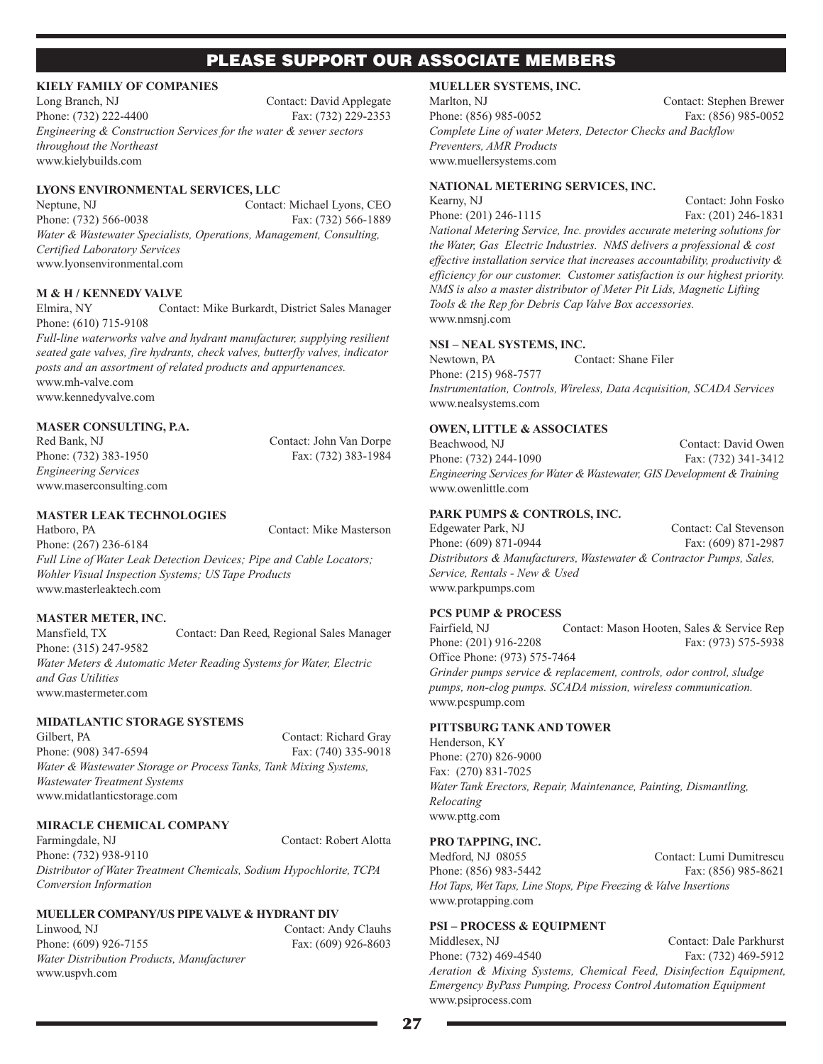## PLEASE SUPPORT OUR ASSOCIATE MEMBERS

**KIELY FAMILY OF COMPANIES**
Long Branch, NJ — Contact: David Applegate
Phone: (732) 222-4400 — Fax: (732) 229-2353
*Engineering & Construction Services for the water & sewer sectors throughout the Northeast*
www.kielybuilds.com

**LYONS ENVIRONMENTAL SERVICES, LLC**
Neptune, NJ — Contact: Michael Lyons, CEO
Phone: (732) 566-0038 — Fax: (732) 566-1889
*Water & Wastewater Specialists, Operations, Management, Consulting, Certified Laboratory Services*
www.lyonsenvironmental.com

**M & H / KENNEDY VALVE**
Elmira, NY — Contact: Mike Burkardt, District Sales Manager
Phone: (610) 715-9108
*Full-line waterworks valve and hydrant manufacturer, supplying resilient seated gate valves, fire hydrants, check valves, butterfly valves, indicator posts and an assortment of related products and appurtenances.*
www.mh-valve.com
www.kennedyvalve.com

**MASER CONSULTING, P.A.**
Red Bank, NJ — Contact: John Van Dorpe
Phone: (732) 383-1950 — Fax: (732) 383-1984
*Engineering Services*
www.maserconsulting.com

**MASTER LEAK TECHNOLOGIES**
Hatboro, PA — Contact: Mike Masterson
Phone: (267) 236-6184
*Full Line of Water Leak Detection Devices; Pipe and Cable Locators; Wohler Visual Inspection Systems; US Tape Products*
www.masterleaktech.com

**MASTER METER, INC.**
Mansfield, TX — Contact: Dan Reed, Regional Sales Manager
Phone: (315) 247-9582
*Water Meters & Automatic Meter Reading Systems for Water, Electric and Gas Utilities*
www.mastermeter.com

**MIDATLANTIC STORAGE SYSTEMS**
Gilbert, PA — Contact: Richard Gray
Phone: (908) 347-6594 — Fax: (740) 335-9018
*Water & Wastewater Storage or Process Tanks, Tank Mixing Systems, Wastewater Treatment Systems*
www.midatlanticstorage.com

**MIRACLE CHEMICAL COMPANY**
Farmingdale, NJ — Contact: Robert Alotta
Phone: (732) 938-9110
*Distributor of Water Treatment Chemicals, Sodium Hypochlorite, TCPA Conversion Information*

**MUELLER COMPANY/US PIPE VALVE & HYDRANT DIV**
Linwood, NJ — Contact: Andy Clauhs
Phone: (609) 926-7155 — Fax: (609) 926-8603
*Water Distribution Products, Manufacturer*
www.uspvh.com

**MUELLER SYSTEMS, INC.**
Marlton, NJ — Contact: Stephen Brewer
Phone: (856) 985-0052 — Fax: (856) 985-0052
*Complete Line of water Meters, Detector Checks and Backflow Preventers, AMR Products*
www.muellersystems.com

**NATIONAL METERING SERVICES, INC.**
Kearny, NJ — Contact: John Fosko
Phone: (201) 246-1115 — Fax: (201) 246-1831
*National Metering Service, Inc. provides accurate metering solutions for the Water, Gas Electric Industries. NMS delivers a professional & cost effective installation service that increases accountability, productivity & efficiency for our customer. Customer satisfaction is our highest priority. NMS is also a master distributor of Meter Pit Lids, Magnetic Lifting Tools & the Rep for Debris Cap Valve Box accessories.*
www.nmsnj.com

**NSI – NEAL SYSTEMS, INC.**
Newtown, PA — Contact: Shane Filer
Phone: (215) 968-7577
*Instrumentation, Controls, Wireless, Data Acquisition, SCADA Services*
www.nealsystems.com

**OWEN, LITTLE & ASSOCIATES**
Beachwood, NJ — Contact: David Owen
Phone: (732) 244-1090 — Fax: (732) 341-3412
*Engineering Services for Water & Wastewater, GIS Development & Training*
www.owenlittle.com

**PARK PUMPS & CONTROLS, INC.**
Edgewater Park, NJ — Contact: Cal Stevenson
Phone: (609) 871-0944 — Fax: (609) 871-2987
*Distributors & Manufacturers, Wastewater & Contractor Pumps, Sales, Service, Rentals - New & Used*
www.parkpumps.com

**PCS PUMP & PROCESS**
Fairfield, NJ — Contact: Mason Hooten, Sales & Service Rep
Phone: (201) 916-2208 — Fax: (973) 575-5938
Office Phone: (973) 575-7464
*Grinder pumps service & replacement, controls, odor control, sludge pumps, non-clog pumps. SCADA mission, wireless communication.*
www.pcspump.com

**PITTSBURG TANK AND TOWER**
Henderson, KY
Phone: (270) 826-9000
Fax: (270) 831-7025
*Water Tank Erectors, Repair, Maintenance, Painting, Dismantling, Relocating*
www.pttg.com

**PRO TAPPING, INC.**
Medford, NJ 08055 — Contact: Lumi Dumitrescu
Phone: (856) 983-5442 — Fax: (856) 985-8621
*Hot Taps, Wet Taps, Line Stops, Pipe Freezing & Valve Insertions*
www.protapping.com

**PSI – PROCESS & EQUIPMENT**
Middlesex, NJ — Contact: Dale Parkhurst
Phone: (732) 469-4540 — Fax: (732) 469-5912
*Aeration & Mixing Systems, Chemical Feed, Disinfection Equipment, Emergency ByPass Pumping, Process Control Automation Equipment*
www.psiprocess.com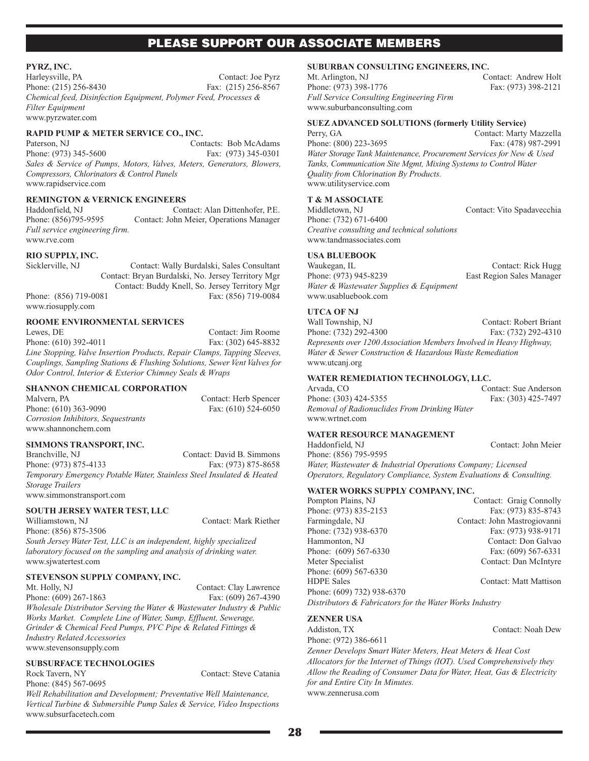## PLEASE SUPPORT OUR ASSOCIATE MEMBERS

**PYRZ, INC.**
Harleysville, PA — Contact: Joe Pyrz
Phone: (215) 256-8430 — Fax: (215) 256-8567
*Chemical feed, Disinfection Equipment, Polymer Feed, Processes & Filter Equipment*
www.pyrzwater.com

**RAPID PUMP & METER SERVICE CO., INC.**
Paterson, NJ — Contacts: Bob McAdams
Phone: (973) 345-5600 — Fax: (973) 345-0301
*Sales & Service of Pumps, Motors, Valves, Meters, Generators, Blowers, Compressors, Chlorinators & Control Panels*
www.rapidservice.com

**REMINGTON & VERNICK ENGINEERS**
Haddonfield, NJ — Contact: Alan Dittenhofer, P.E.
Phone: (856)795-9595 — Contact: John Meier, Operations Manager
*Full service engineering firm.*
www.rve.com

**RIO SUPPLY, INC.**
Sicklerville, NJ — Contact: Wally Burdalski, Sales Consultant
Contact: Bryan Burdalski, No. Jersey Territory Mgr
Contact: Buddy Knell, So. Jersey Territory Mgr
Phone: (856) 719-0081 — Fax: (856) 719-0084
www.riosupply.com

**ROOME ENVIRONMENTAL SERVICES**
Lewes, DE — Contact: Jim Roome
Phone: (610) 392-4011 — Fax: (302) 645-8832
*Line Stopping, Valve Insertion Products, Repair Clamps, Tapping Sleeves, Couplings, Sampling Stations & Flushing Solutions, Sewer Vent Valves for Odor Control, Interior & Exterior Chimney Seals & Wraps*

**SHANNON CHEMICAL CORPORATION**
Malvern, PA — Contact: Herb Spencer
Phone: (610) 363-9090 — Fax: (610) 524-6050
*Corrosion Inhibitors, Sequestrants*
www.shannonchem.com

**SIMMONS TRANSPORT, INC.**
Branchville, NJ — Contact: David B. Simmons
Phone: (973) 875-4133 — Fax: (973) 875-8658
*Temporary Emergency Potable Water, Stainless Steel Insulated & Heated Storage Trailers*
www.simmonstransport.com

**SOUTH JERSEY WATER TEST, LLC**
Williamstown, NJ — Contact: Mark Riether
Phone: (856) 875-3506
*South Jersey Water Test, LLC is an independent, highly specialized laboratory focused on the sampling and analysis of drinking water.*
www.sjwatertest.com

**STEVENSON SUPPLY COMPANY, INC.**
Mt. Holly, NJ — Contact: Clay Lawrence
Phone: (609) 267-1863 — Fax: (609) 267-4390
*Wholesale Distributor Serving the Water & Wastewater Industry & Public Works Market. Complete Line of Water, Sump, Effluent, Sewerage, Grinder & Chemical Feed Pumps, PVC Pipe & Related Fittings & Industry Related Accessories*
www.stevensonsupply.com

**SUBSURFACE TECHNOLOGIES**
Rock Tavern, NY — Contact: Steve Catania
Phone: (845) 567-0695
*Well Rehabilitation and Development; Preventative Well Maintenance, Vertical Turbine & Submersible Pump Sales & Service, Video Inspections*
www.subsurfacetech.com

**SUBURBAN CONSULTING ENGINEERS, INC.**
Mt. Arlington, NJ — Contact: Andrew Holt
Phone: (973) 398-1776 — Fax: (973) 398-2121
*Full Service Consulting Engineering Firm*
www.suburbanconsulting.com

**SUEZ ADVANCED SOLUTIONS (formerly Utility Service)**
Perry, GA — Contact: Marty Mazzella
Phone: (800) 223-3695 — Fax: (478) 987-2991
*Water Storage Tank Maintenance, Procurement Services for New & Used Tanks, Communication Site Mgmt, Mixing Systems to Control Water Quality from Chlorination By Products.*
www.utilityservice.com

**T & M ASSOCIATE**
Middletown, NJ — Contact: Vito Spadavecchia
Phone: (732) 671-6400
*Creative consulting and technical solutions*
www.tandmassociates.com

**USA BLUEBOOK**
Waukegan, IL — Contact: Rick Hugg
Phone: (973) 945-8239 — East Region Sales Manager
*Water & Wastewater Supplies & Equipment*
www.usabluebook.com

**UTCA OF NJ**
Wall Township, NJ — Contact: Robert Briant
Phone: (732) 292-4300 — Fax: (732) 292-4310
*Represents over 1200 Association Members Involved in Heavy Highway, Water & Sewer Construction & Hazardous Waste Remediation*
www.utcanj.org

**WATER REMEDIATION TECHNOLOGY, LLC.**
Arvada, CO — Contact: Sue Anderson
Phone: (303) 424-5355 — Fax: (303) 425-7497
*Removal of Radionuclides From Drinking Water*
www.wrtnet.com

**WATER RESOURCE MANAGEMENT**
Haddonfield, NJ — Contact: John Meier
Phone: (856) 795-9595
*Water, Wastewater & Industrial Operations Company; Licensed Operators, Regulatory Compliance, System Evaluations & Consulting.*

**WATER WORKS SUPPLY COMPANY, INC.**
Pompton Plains, NJ — Contact: Graig Connolly
Phone: (973) 835-2153 — Fax: (973) 835-8743
Farmingdale, NJ — Contact: John Mastrogiovanni
Phone: (732) 938-6370 — Fax: (973) 938-9171
Hammonton, NJ — Contact: Don Galvao
Phone: (609) 567-6330 — Fax: (609) 567-6331
Meter Specialist — Contact: Dan McIntyre
Phone: (609) 567-6330
HDPE Sales — Contact: Matt Mattison
Phone: (609) 732) 938-6370
*Distributors & Fabricators for the Water Works Industry*

**ZENNER USA**
Addiston, TX — Contact: Noah Dew
Phone: (972) 386-6611
*Zenner Develops Smart Water Meters, Heat Meters & Heat Cost Allocators for the Internet of Things (IOT). Used Comprehensively they Allow the Reading of Consumer Data for Water, Heat, Gas & Electricity for and Entire City In Minutes.*
www.zennerusa.com